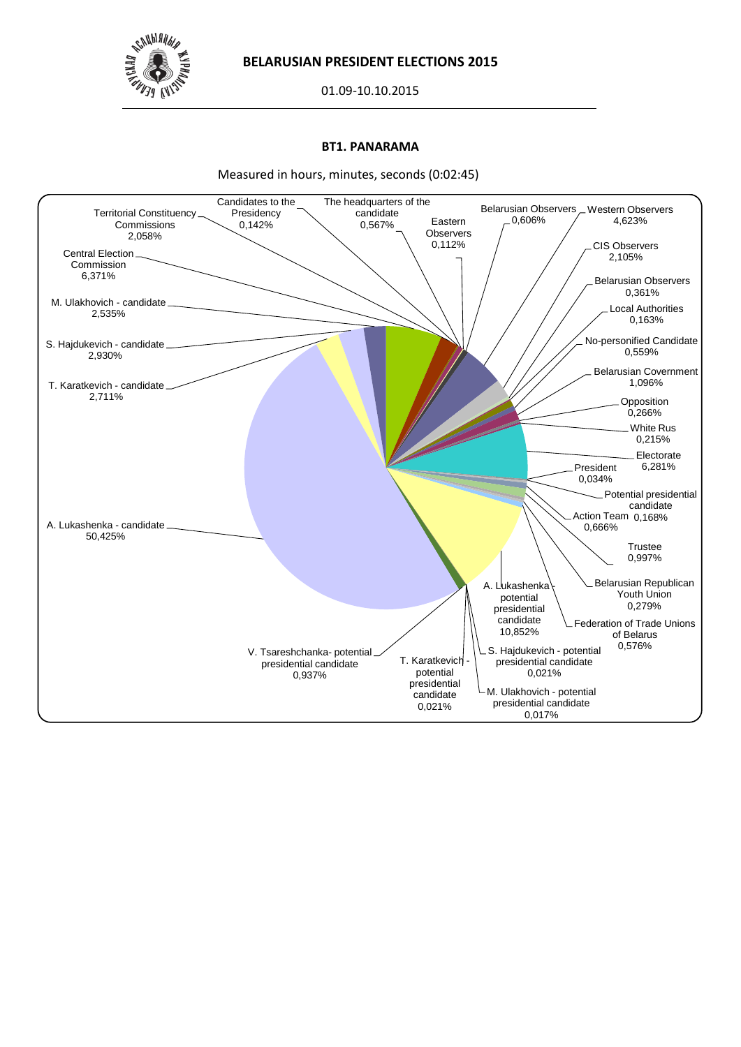**BELARUSIAN PRESIDENT ELECTIONS 2015**

01.09-10.10.2015

**BT1. PANARAMA**

Measured in hours, minutes, seconds (0:02:45)

| Category | Share |
| --- | --- |
| Territorial Constituency Commissions | 2,058% |
| Candidates to the Presidency | 0,142% |
| The headquarters of the candidate | 0,567% |
| Eastern Observers | 0,112% |
| Belarusian Observers | 0,606% |
| Western Observers | 4,623% |
| CIS Observers | 2,105% |
| Belarusian Observers | 0,361% |
| Local Authorities | 0,163% |
| No-personified Candidate | 0,559% |
| Belarusian Covernment | 1,096% |
| Opposition | 0,266% |
| White Rus | 0,215% |
| Electorate | 6,281% |
| President | 0,034% |
| Potential presidential candidate | 0,168% |
| Action Team | 0,666% |
| Trustee | 0,997% |
| Belarusian Republican Youth Union | 0,279% |
| Federation of Trade Unions of Belarus | 0,576% |
| A. Lukashenka - potential presidential candidate | 10,852% |
| S. Hajdukevich - potential presidential candidate | 0,021% |
| M. Ulakhovich - potential presidential candidate | 0,017% |
| T. Karatkevich - potential presidential candidate | 0,021% |
| V. Tsareshchanka- potential presidential candidate | 0,937% |
| A. Lukashenka - candidate | 50,425% |
| T. Karatkevich - candidate | 2,711% |
| S. Hajdukevich - candidate | 2,930% |
| M. Ulakhovich - candidate | 2,535% |
| Central Election Commission | 6,371% |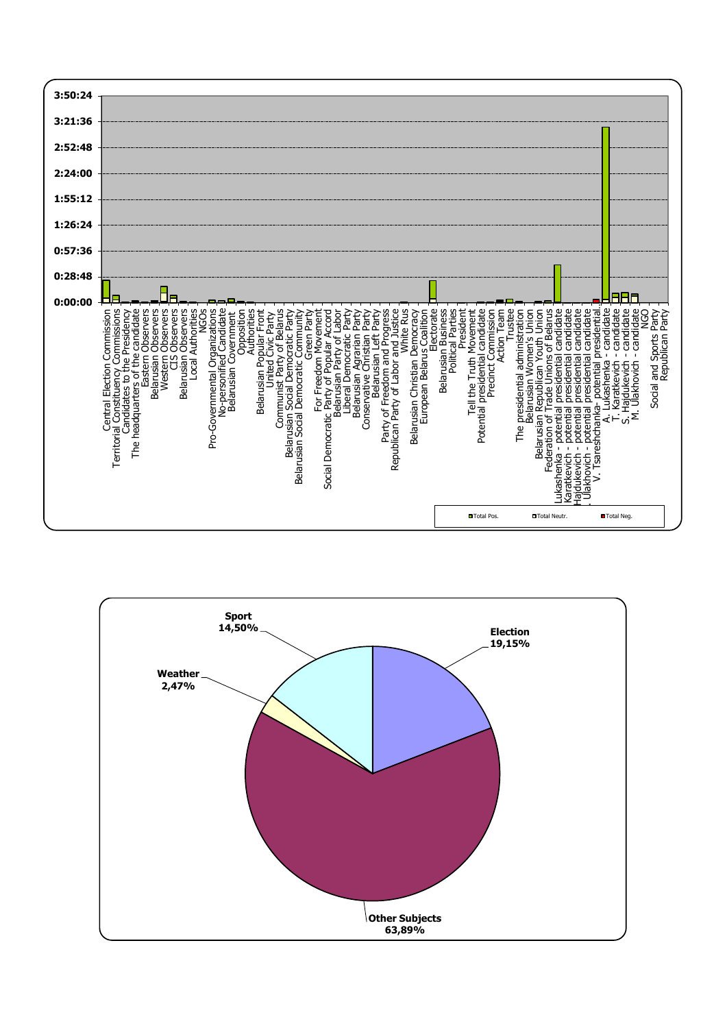0:00:00, 0:28:48, 0:57:36, 1:26:24, 1:55:12, 2:24:00, 2:52:48, 3:21:36, 3:50:24

Central Election Commission
Territorial Constituency Commissions
Candidates to the Presidency
The headquarters of the candidate
Eastern Observers
Belarusian Observers
Western Observers
CIS Observers
Belarusian Observers
Local Authorities
NGOs
Pro-Governmental Organizations
No-personified Candidate
Belarusian Government
Opposition
Authorities
Belarusian Popular Front
United Civic Party
Communist Party of Belarus
Belarusian Social Democratic Party
Belarusian Social Democratic Community
Green Party
For Freedom Movement
Social Democratic Party of Popular Accord
Belarusian Party of Labor
Liberal Democratic Party
Belarusian Agrarian Party
Conservative Christian Party
Belarusian Left Party
Party of Freedom and Progress
Republican Party of Labor and Justice
White Rus
Belarusian Christian Democracy
European Belarus Coalition
Electorate
Belarusian Business
Political Parties
President
Tell the Truth Movement
Potential presidential candidate
Precinct Commission
Action Team
Trustee
The presidential administration
Belarusian Women's Union
Belarusian Republican Youth Union
Federation of Trade Unions of Belarus
Lukashenka - potential presidential candidate
Karatkevich - potential presidential candidate
Hajdukevich - potential presidential candidate
Ulakhovich - potential presidential candidate
V. Tsareshchanka- potential presidential
A. Lukashenka - candidate
T. Karatkevich - candidate
S. Hajdukevich - candidate
M. Ulakhovich - candidate
NGO
Social and Sports Party
Republican Party

Total Pos. Total Neutr. Total Neg.

| Subject | Share |
|---|---|
| Election | 19,15% |
| Other Subjects | 63,89% |
| Weather | 2,47% |
| Sport | 14,50% |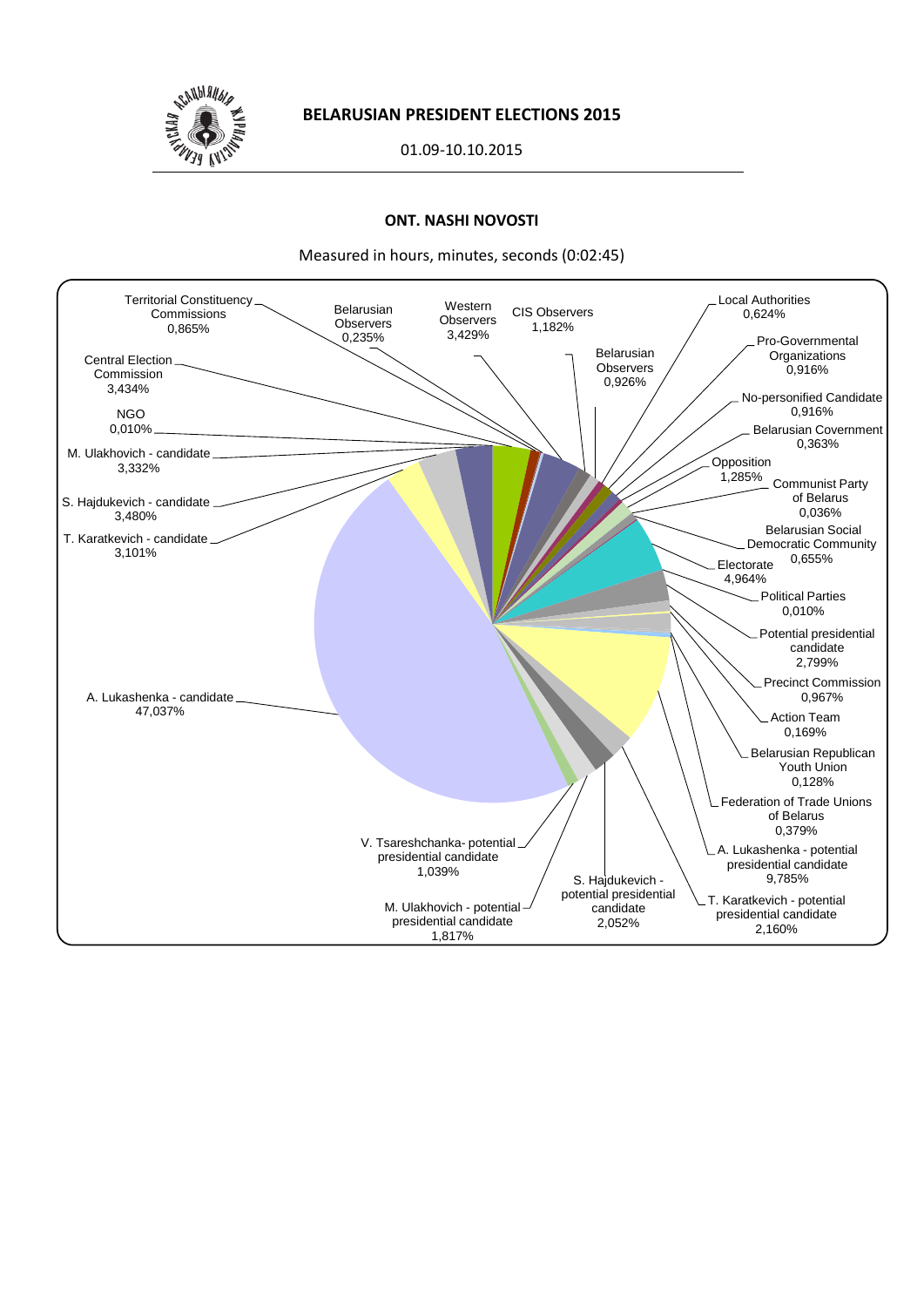**BELARUSIAN PRESIDENT ELECTIONS 2015**

01.09-10.10.2015

**ONT. NASHI NOVOSTI**

Measured in hours, minutes, seconds (0:02:45)

| Category | Share |
| --- | --- |
| Territorial Constituency Commissions | 0,865% |
| Belarusian Observers | 0,235% |
| Western Observers | 3,429% |
| CIS Observers | 1,182% |
| Local Authorities | 0,624% |
| Central Election Commission | 3,434% |
| Belarusian Observers | 0,926% |
| Pro-Governmental Organizations | 0,916% |
| NGO | 0,010% |
| No-personified Candidate | 0,916% |
| Belarusian Covernment | 0,363% |
| M. Ulakhovich - candidate | 3,332% |
| Opposition | 1,285% |
| Communist Party of Belarus | 0,036% |
| S. Hajdukevich - candidate | 3,480% |
| Belarusian Social Democratic Community | 0,655% |
| T. Karatkevich - candidate | 3,101% |
| Electorate | 4,964% |
| Political Parties | 0,010% |
| Potential presidential candidate | 2,799% |
| Precinct Commission | 0,967% |
| A. Lukashenka - candidate | 47,037% |
| Action Team | 0,169% |
| Belarusian Republican Youth Union | 0,128% |
| Federation of Trade Unions of Belarus | 0,379% |
| V. Tsareshchanka- potential presidential candidate | 1,039% |
| A. Lukashenka - potential presidential candidate | 9,785% |
| S. Hajdukevich - potential presidential candidate | 2,052% |
| M. Ulakhovich - potential presidential candidate | 1,817% |
| T. Karatkevich - potential presidential candidate | 2,160% |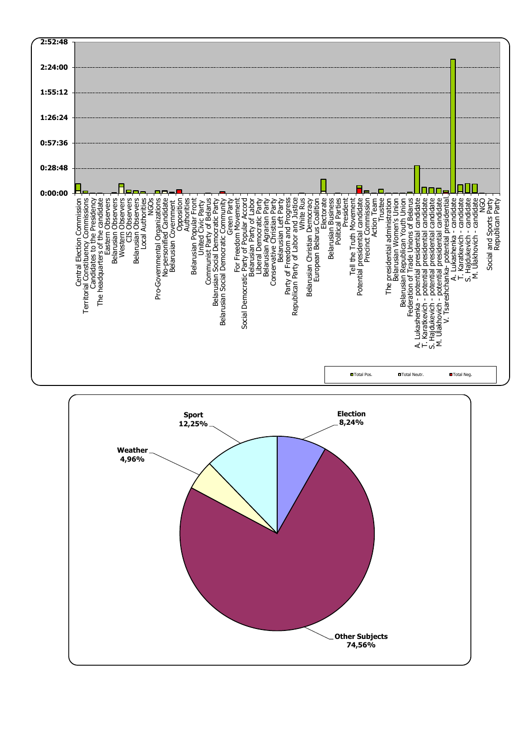2:52:48
2:24:00
1:55:12
1:26:24
0:57:36
0:28:48
0:00:00

Central Election Commission
Territorial Constituency Commissions
Candidates to the Presidency
The headquarters of the candidate
Eastern Observers
Belarusian Observers
Western Observers
CIS Observers
Belarusian Observers
Local Authorities
NGOs
Pro-Governmental Organizations
No-personified Candidate
Belarusian Government
Opposition
Authorities
Belarusian Popular Front
United Civic Party
Communist Party of Belarus
Belarusian Social Democratic Party
Belarusian Social Democratic Community
Green Party
For Freedom Movement
Social Democratic Party of Popular Accord
Belarusian Party of Labor
Liberal Democratic Party
Belarusian Agrarian Party
Conservative Christian Party
Belarusian Left Party
Party of Freedom and Progress
Republican Party of Labor and Justice
White Rus
Belarusian Christian Democracy
European Belarus Coalition
Electorate
Belarusian Business
Political Parties
President
Tell the Truth Movement
Potential presidential candidate
Precinct Commission
Action Team
Trustee
The presidential administration
Belarusian Women's Union
Belarusian Republican Youth Union
Federation of Trade Unions of Belarus
A. Lukashenka - potential presidential candidate
T. Karatkevich - potential presidential candidate
S. Hajdukevich - potential presidential candidate
M. Ulakhovich - potential presidential candidate
V. Tsareshchanka- potential presidential
A. Lukashenka - candidate
T. Karatkevich - candidate
S. Hajdukevich - candidate
M. Ulakhovich - candidate
NGO
Social and Sports Party
Republican Party

Total Pos. | Total Neutr. | Total Neg.

Sport 12,25%
Election 8,24%
Weather 4,96%
Other Subjects 74,56%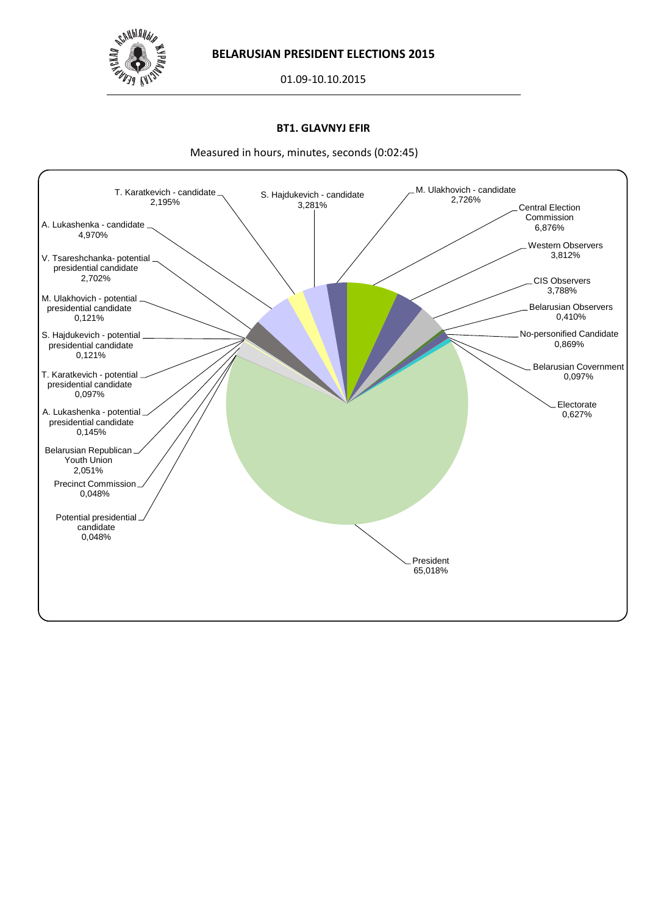**BELARUSIAN PRESIDENT ELECTIONS 2015**

01.09-10.10.2015

### BT1. GLAVNYJ EFIR

Measured in hours, minutes, seconds (0:02:45)

| Category | Share |
| --- | --- |
| T. Karatkevich - candidate | 2,195% |
| S. Hajdukevich - candidate | 3,281% |
| M. Ulakhovich - candidate | 2,726% |
| Central Election Commission | 6,876% |
| Western Observers | 3,812% |
| CIS Observers | 3,788% |
| Belarusian Observers | 0,410% |
| No-personified Candidate | 0,869% |
| Belarusian Covernment | 0,097% |
| Electorate | 0,627% |
| President | 65,018% |
| A. Lukashenka - candidate | 4,970% |
| V. Tsareshchanka- potential presidential candidate | 2,702% |
| M. Ulakhovich - potential presidential candidate | 0,121% |
| S. Hajdukevich - potential presidential candidate | 0,121% |
| T. Karatkevich - potential presidential candidate | 0,097% |
| A. Lukashenka - potential presidential candidate | 0,145% |
| Belarusian Republican Youth Union | 2,051% |
| Precinct Commission | 0,048% |
| Potential presidential candidate | 0,048% |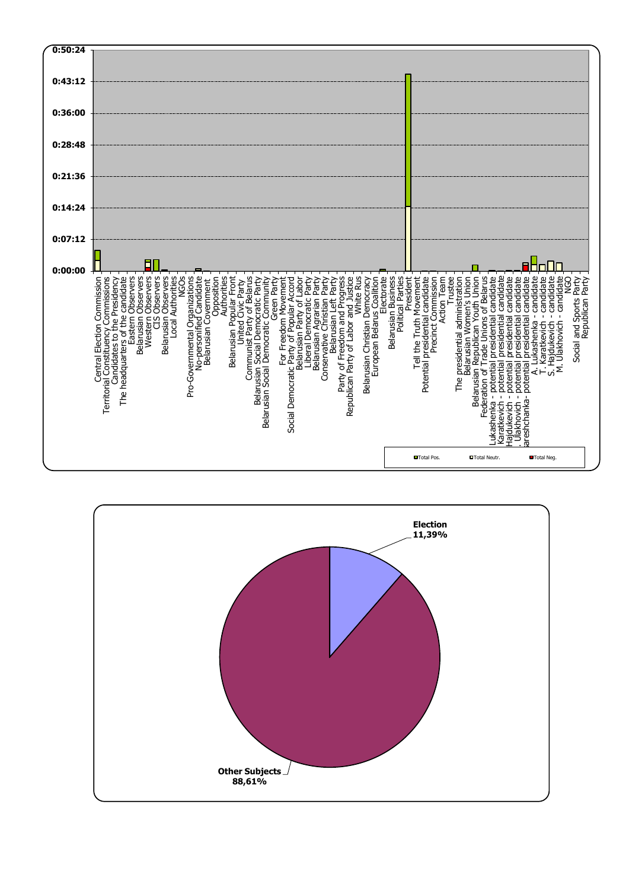0:50:24
0:43:12
0:36:00
0:28:48
0:21:36
0:14:24
0:07:12
0:00:00

Central Election Commission
Territorial Constituency Commissions
Candidates to the Presidency
The headquarters of the candidate
Eastern Observers
Belarusian Observers
Western Observers
CIS Observers
Belarusian Observers
Local Authorities
NGOs
Pro-Governmental Organizations
No-personified Candidate
Belarusian Government
Opposition
Authorities
Belarusian Popular Front
United Civic Party
Communist Party of Belarus
Belarusian Social Democratic Party
Belarusian Social Democratic Community
Green Party
For Freedom Movement
Social Democratic Party of Popular Accord
Belarusian Party of Labor
Liberal Democratic Party
Belarusian Agrarian Party
Conservative Christian Party
Belarusian Left Party
Party of Freedom and Progress
Republican Party of Labor and Justice
White Rus
Belarusian Christian Democracy
European Belarus Coalition
Electorate
Belarusian Business
Political Parties
President
Tell the Truth Movement
Potential presidential candidate
Precinct Commission
Action Team
Trustee
The presidential administration
Belarusian Women's Union
Belarusian Republican Youth Union
Federation of Trade Unions of Belarus
Lukashenka - potential presidential candidate
Karatkevich - potential presidential candidate
Hajdukevich - potential presidential candidate
Ulakhovich - potential presidential candidate
Tareshchanka - potential presidential candidate
A. Lukashenka - candidate
T. Karatkevich - candidate
S. Hajdukevich - candidate
M. Ulakhovich - candidate
NGO
Social and Sports Party
Republican Party

Total Pos. | Total Neutr. | Total Neg.

**Election**
**11,39%**

**Other Subjects**
**88,61%**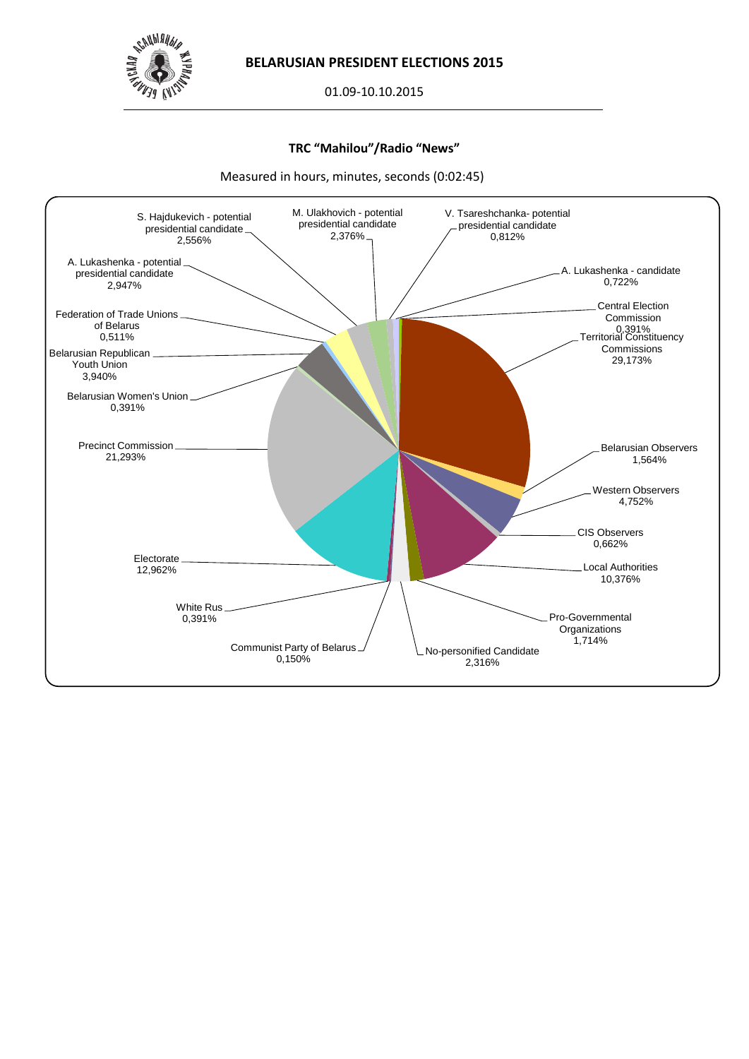**BELARUSIAN PRESIDENT ELECTIONS 2015**

01.09-10.10.2015

**TRC "Mahilou"/Radio "News"**

Measured in hours, minutes, seconds (0:02:45)

| Category | Share |
|---|---|
| S. Hajdukevich - potential presidential candidate | 2,556% |
| M. Ulakhovich - potential presidential candidate | 2,376% |
| V. Tsareshchanka- potential presidential candidate | 0,812% |
| A. Lukashenka - candidate | 0,722% |
| Central Election Commission | 0,391% |
| Territorial Constituency Commissions | 29,173% |
| Belarusian Observers | 1,564% |
| Western Observers | 4,752% |
| CIS Observers | 0,662% |
| Local Authorities | 10,376% |
| Pro-Governmental Organizations | 1,714% |
| No-personified Candidate | 2,316% |
| Communist Party of Belarus | 0,150% |
| White Rus | 0,391% |
| Electorate | 12,962% |
| Precinct Commission | 21,293% |
| Belarusian Women's Union | 0,391% |
| Belarusian Republican Youth Union | 3,940% |
| Federation of Trade Unions of Belarus | 0,511% |
| A. Lukashenka - potential presidential candidate | 2,947% |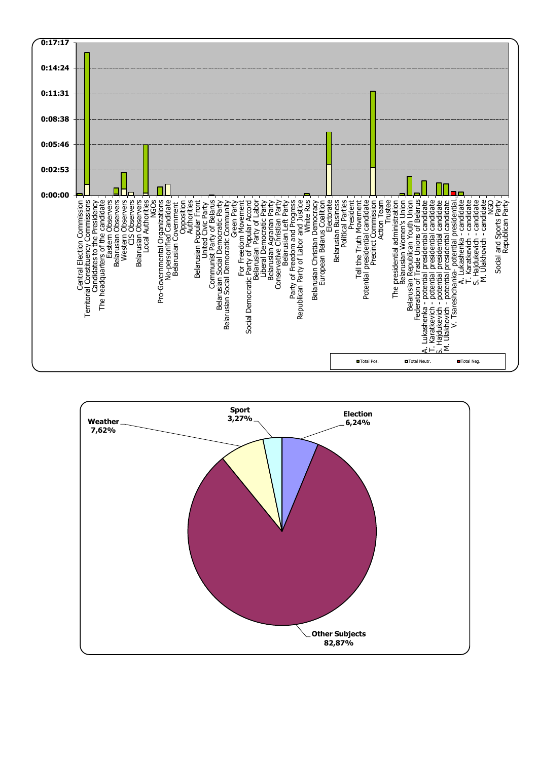0:17:17
0:14:24
0:11:31
0:08:38
0:05:46
0:02:53
0:00:00

Central Election Commission
Territorial Constituency Commissions
Candidates to the Presidency
The headquarters of the candidate
Eastern Observers
Belarusian Observers
Western Observers
CIS Observers
Belarusian Observers
Local Authorities
NGOs
Pro-Governmental Organizations
No-personified Candidate
Belarusian Government
Opposition
Authorities
Belarusian Popular Front
United Civic Party
Communist Party of Belarus
Belarusian Social Democratic Party
Belarusian Social Democratic Community
Green Party
For Freedom Movement
Social Democratic Party of Popular Accord
Belarusian Party of Labor
Liberal Democratic Party
Belarusian Agrarian Party
Conservative Christian Party
Belarusian Left Party
Party of Freedom and Progress
Republican Party of Labor and Justice
White Rus
Belarusian Christian Democracy
European Belarus Coalition
Electorate
Belarusian Business
Political Parties
President
Tell the Truth Movement
Potential presidential candidate
Precinct Commission
Action Team
Trustee
The presidential administration
Belarusian Women's Union
Belarusian Republican Youth Union
Federation of Trade Unions of Belarus
A. Lukashenka - potential presidential candidate
T. Karatkevich - potential presidential candidate
S. Hajdukevich - potential presidential candidate
M. Ulakhovich - potential presidential candidate
V. Tsareshchanka- potential presidential...
A. Lukashenka - candidate
T. Karatkevich - candidate
S. Hajdukevich - candidate
M. Ulakhovich - candidate
NGO
Social and Sports Party
Republican Party

Total Pos. | Total Neutr. | Total Neg.

| Subject | Share |
|---|---|
| Election | 6,24% |
| Other Subjects | 82,87% |
| Weather | 7,62% |
| Sport | 3,27% |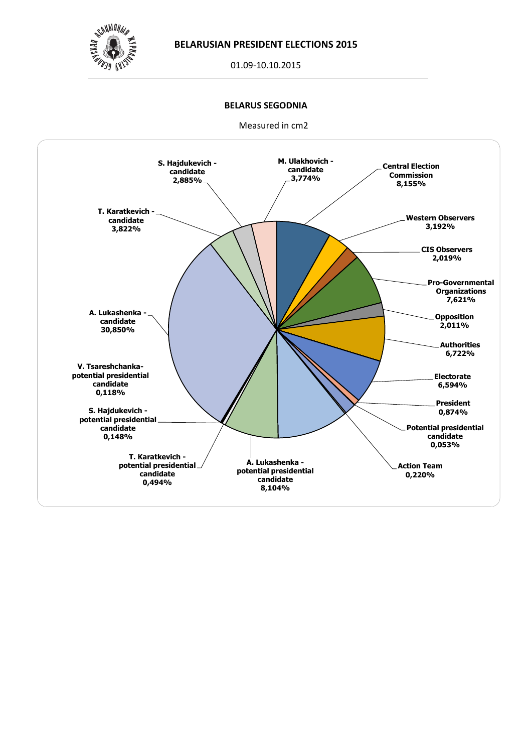## BELARUSIAN PRESIDENT ELECTIONS 2015

01.09-10.10.2015

### BELARUS SEGODNIA

Measured in cm2

| Category | Share |
|---|---|
| Central Election Commission | 8,155% |
| Western Observers | 3,192% |
| CIS Observers | 2,019% |
| Pro-Governmental Organizations | 7,621% |
| Opposition | 2,011% |
| Authorities | 6,722% |
| Electorate | 6,594% |
| President | 0,874% |
| Potential presidential candidate | 0,053% |
| Action Team | 0,220% |
| A. Lukashenka - potential presidential candidate | 8,104% |
| T. Karatkevich - potential presidential candidate | 0,494% |
| S. Hajdukevich - potential presidential candidate | 0,148% |
| V. Tsareshchanka- potential presidential candidate | 0,118% |
| A. Lukashenka - candidate | 30,850% |
| T. Karatkevich - candidate | 3,822% |
| S. Hajdukevich - candidate | 2,885% |
| M. Ulakhovich - candidate | 3,774% |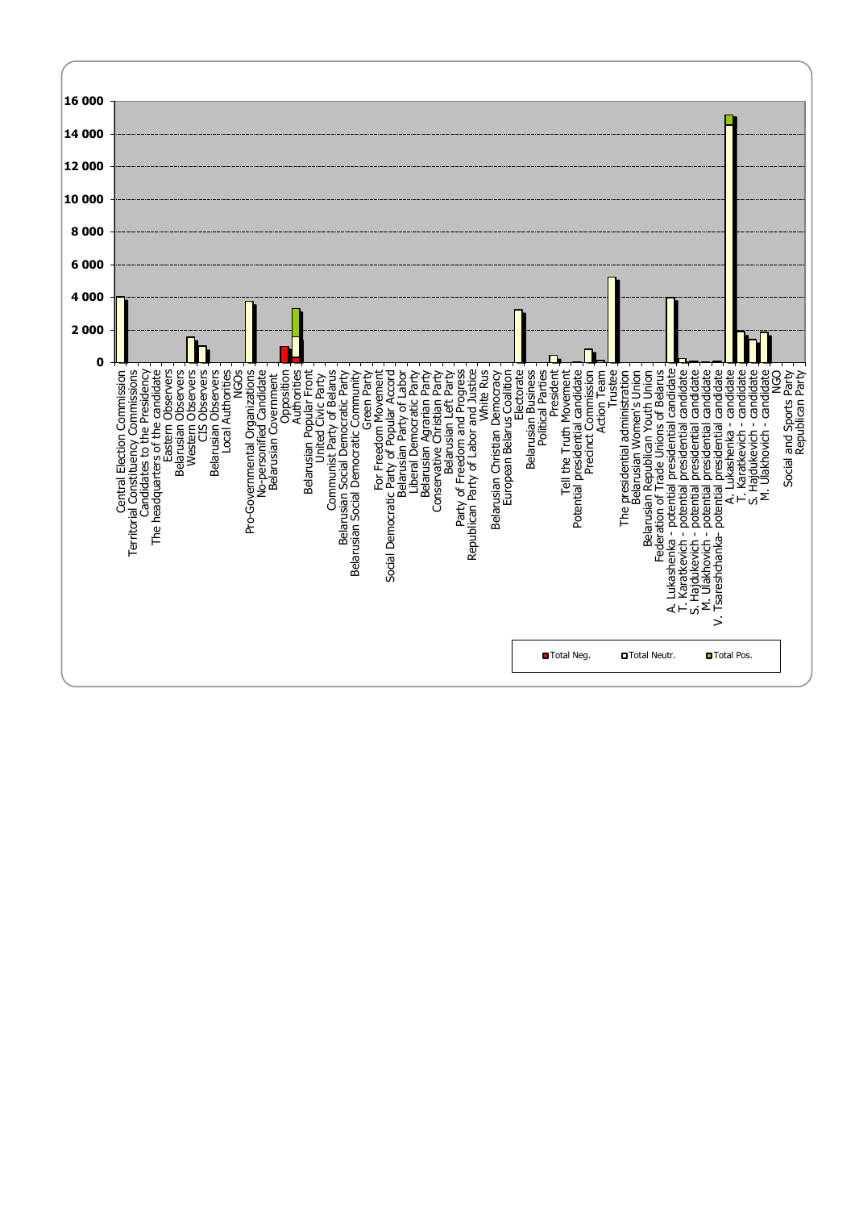16 000
14 000
12 000
10 000
8 000
6 000
4 000
2 000
0

Central Election Commission
Territorial Constituency Commissions
Candidates to the Presidency
The headquarters of the candidate
Eastern Observers
Belarusian Observers
Western Observers
CIS Observers
Belarusian Observers
Local Authorities
NGOs
Pro-Governmental Organizations
No-personified Candidate
Belarusian Government
Opposition
Authorities
Belarusian Popular Front
United Civic Party
Communist Party of Belarus
Belarusian Social Democratic Party
Belarusian Social Democratic Community
Green Party
For Freedom Movement
Social Democratic Party of Popular Accord
Belarusian Party of Labor
Liberal Democratic Party
Belarusian Agrarian Party
Conservative Christian Party
Belarusian Left Party
Party of Freedom and Progress
Republican Party of Labor and Justice
White Rus
Belarusian Christian Democracy
European Belarus Coalition
Electorate
Belarusian Business
Political Parties
President
Tell the Truth Movement
Potential presidential candidate
Precinct Commission
Action Team
Trustee
The presidential administration
Belarusian Women's Union
Belarusian Republican Youth Union
Federation of Trade Unions of Belarus
A. Lukashenka - potential presidential candidate
T. Karatkevich - potential presidential candidate
S. Hajdukevich - potential presidential candidate
M. Ulakhovich - potential presidential candidate
V. Tsareshchanka- potential presidential candidate
A. Lukashenka - candidate
T. Karatkevich - candidate
S. Hajdukevich - candidate
M. Ulakhovich - candidate
NGO
Social and Sports Party
Republican Party

Total Neg. | Total Neutr. | Total Pos.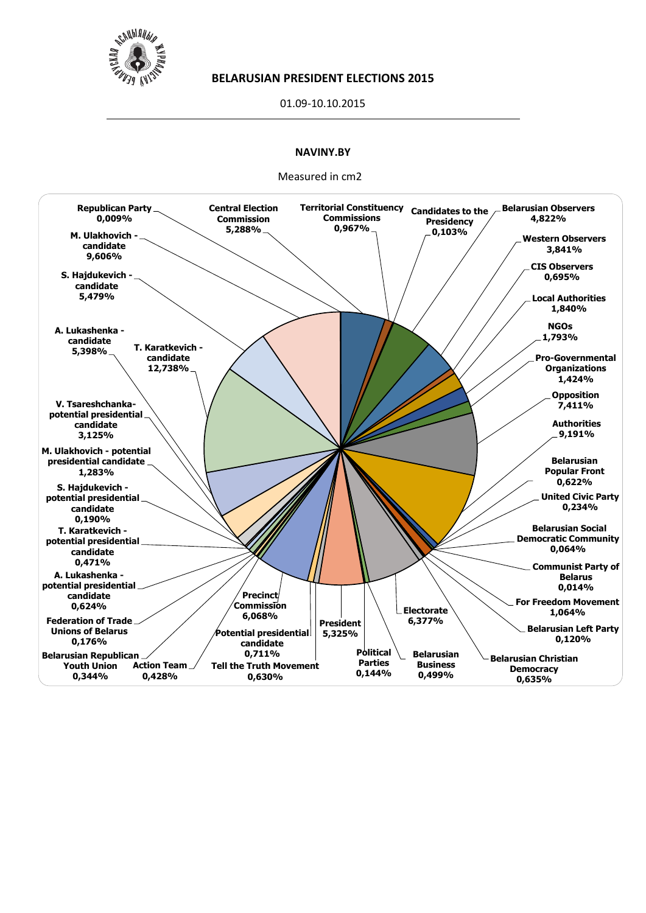**BELARUSIAN PRESIDENT ELECTIONS 2015**

01.09-10.10.2015

**NAVINY.BY**

Measured in cm2

| Category | Share |
|---|---|
| Republican Party | 0,009% |
| Central Election Commission | 5,288% |
| Territorial Constituency Commissions | 0,967% |
| Candidates to the Presidency | 0,103% |
| Belarusian Observers | 4,822% |
| Western Observers | 3,841% |
| CIS Observers | 0,695% |
| Local Authorities | 1,840% |
| NGOs | 1,793% |
| Pro-Governmental Organizations | 1,424% |
| Opposition | 7,411% |
| Authorities | 9,191% |
| Belarusian Popular Front | 0,622% |
| United Civic Party | 0,234% |
| Belarusian Social Democratic Community | 0,064% |
| Communist Party of Belarus | 0,014% |
| For Freedom Movement | 1,064% |
| Belarusian Left Party | 0,120% |
| Belarusian Christian Democracy | 0,635% |
| Belarusian Business | 0,499% |
| Political Parties | 0,144% |
| Electorate | 6,377% |
| President | 5,325% |
| Precinct Commission | 6,068% |
| Potential presidential candidate | 0,711% |
| Tell the Truth Movement | 0,630% |
| Action Team | 0,428% |
| Belarusian Republican Youth Union | 0,344% |
| Federation of Trade Unions of Belarus | 0,176% |
| A. Lukashenka - potential presidential candidate | 0,624% |
| T. Karatkevich - potential presidential candidate | 0,471% |
| S. Hajdukevich - potential presidential candidate | 0,190% |
| M. Ulakhovich - potential presidential candidate | 1,283% |
| V. Tsareshchanka- potential presidential candidate | 3,125% |
| T. Karatkevich - candidate | 12,738% |
| A. Lukashenka - candidate | 5,398% |
| S. Hajdukevich - candidate | 5,479% |
| M. Ulakhovich - candidate | 9,606% |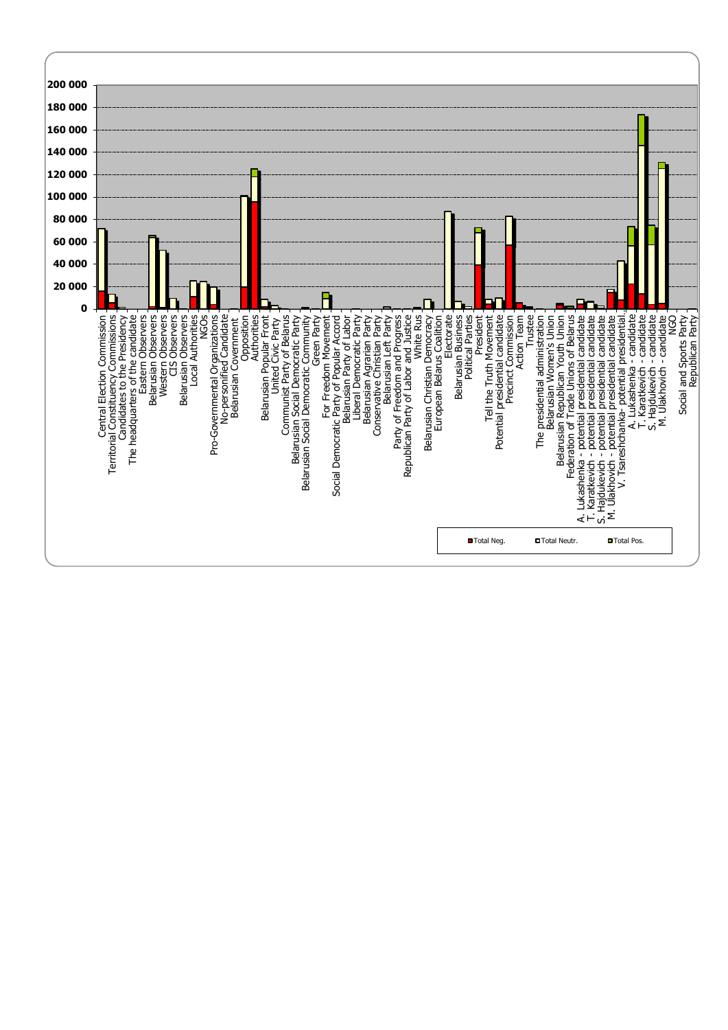200 000
180 000
160 000
140 000
120 000
100 000
80 000
60 000
40 000
20 000
0

Central Election Commission
Territorial Constituency Commissions
Candidates to the Presidency
The headquarters of the candidate
Eastern Observers
Belarusian Observers
Western Observers
CIS Observers
Belarusian Observers
Local Authorities
NGOs
Pro-Governmental Organizations
No-personified Candidate
Belarusian Government
Opposition
Authorities
Belarusian Popular Front
United Civic Party
Communist Party of Belarus
Belarusian Social Democratic Party
Belarusian Social Democratic Community
Green Party
For Freedom Movement
Social Democratic Party of Popular Accord
Belarusian Party of Labor
Liberal Democratic Party
Belarusian Agrarian Party
Conservative Christian Party
Belarusian Left Party
Party of Freedom and Progress
Republican Party of Labor and Justice
White Rus
Belarusian Christian Democracy
European Belarus Coalition
Electorate
Belarusian Business
Political Parties
President
Tell the Truth Movement
Potential presidential candidate
Precinct Commission
Action Team
Trustee
The presidential administration
Belarusian Women's Union
Belarusian Republican Youth Union
Federation of Trade Unions of Belarus
A. Lukashenka - potential presidential candidate
T. Karatkevich - potential presidential candidate
S. Hajdukevich - potential presidential candidate
M. Ulakhovich - potential presidential candidate
V. Tsareshchanka- potential presidential...
A. Lukashenka - candidate
T. Karatkevich - candidate
S. Hajdukevich - candidate
M. Ulakhovich - candidate
NGO
Social and Sports Party
Republican Party

Total Neg. Total Neutr. Total Pos.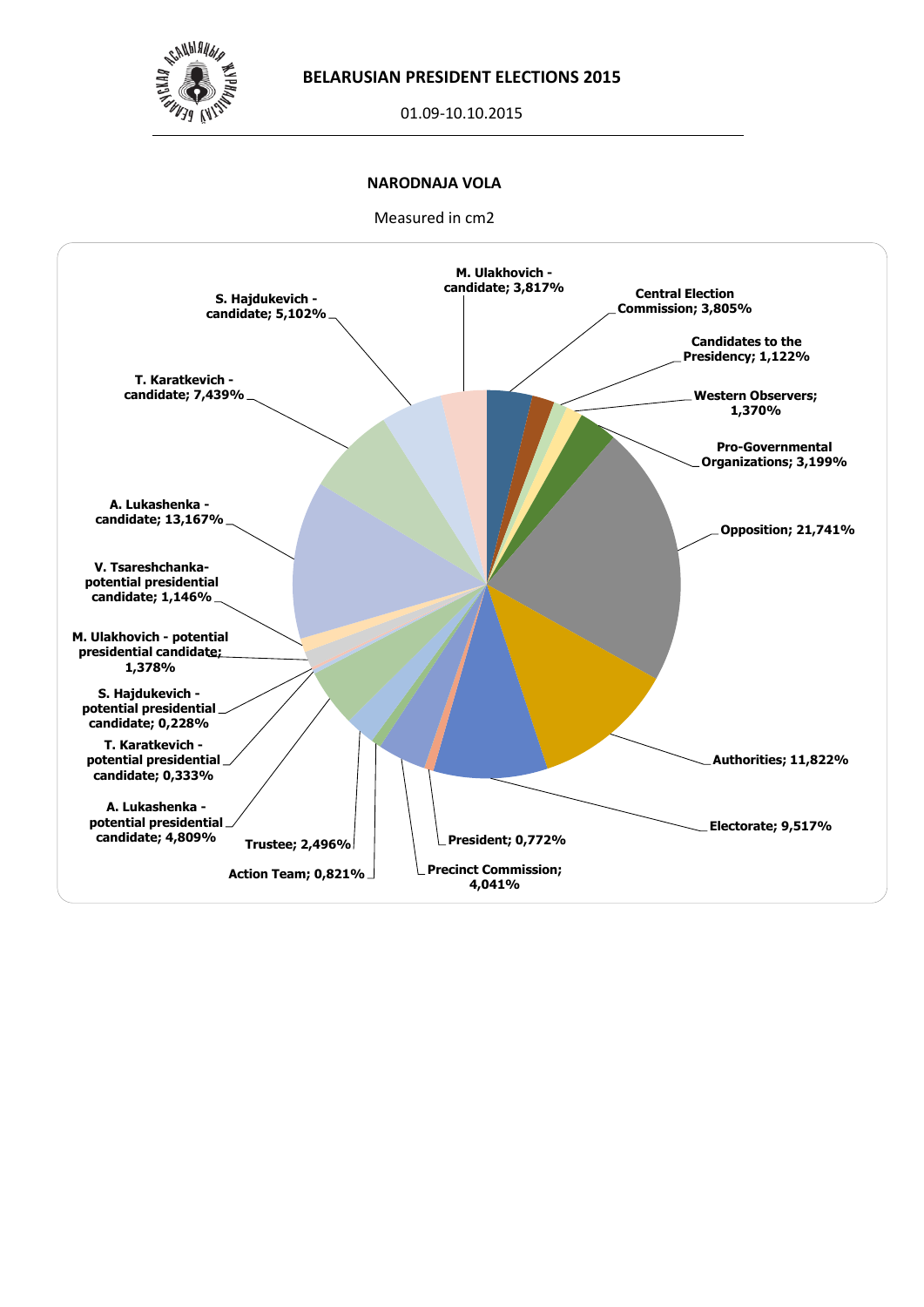**BELARUSIAN PRESIDENT ELECTIONS 2015**

01.09-10.10.2015

**NARODNAJA VOLA**

Measured in cm2

| Category | Share |
|---|---|
| M. Ulakhovich - candidate | 3,817% |
| Central Election Commission | 3,805% |
| Candidates to the Presidency | 1,122% |
| Western Observers | 1,370% |
| Pro-Governmental Organizations | 3,199% |
| Opposition | 21,741% |
| Authorities | 11,822% |
| Electorate | 9,517% |
| President | 0,772% |
| Precinct Commission | 4,041% |
| Action Team | 0,821% |
| Trustee | 2,496% |
| A. Lukashenka - potential presidential candidate | 4,809% |
| T. Karatkevich - potential presidential candidate | 0,333% |
| S. Hajdukevich - potential presidential candidate | 0,228% |
| M. Ulakhovich - potential presidential candidate | 1,378% |
| V. Tsareshchanka- potential presidential candidate | 1,146% |
| A. Lukashenka - candidate | 13,167% |
| T. Karatkevich - candidate | 7,439% |
| S. Hajdukevich - candidate | 5,102% |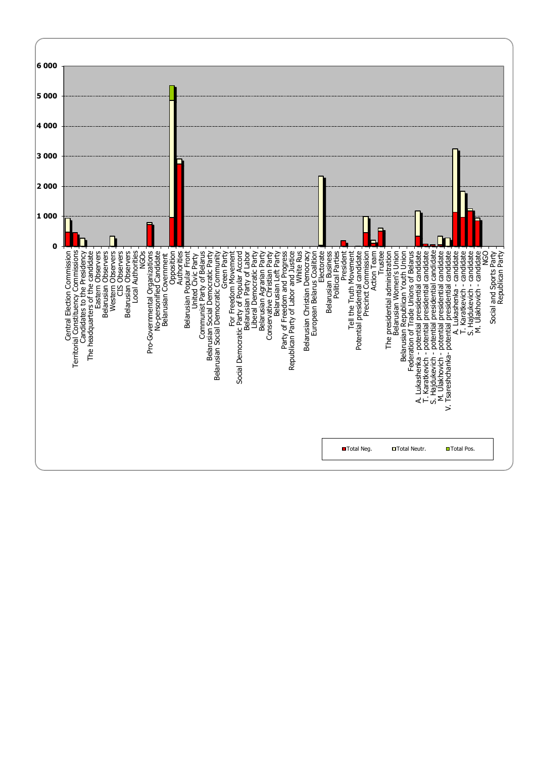| | 0 | 1 000 | 2 000 | 3 000 | 4 000 | 5 000 | 6 000 |
|---|---|---|---|---|---|---|---|

Central Election Commission
Territorial Constituency Commissions
Candidates to the Presidency
The headquarters of the candidate
Eastern Observers
Belarusian Observers
Western Observers
CIS Observers
Belarusian Observers
Local Authorities
NGOs
Pro-Governmental Organizations
No-personified Candidate
Belarusian Government
Opposition
Authorities
Belarusian Popular Front
United Civic Party
Communist Party of Belarus
Belarusian Social Democratic Party
Belarusian Social Democratic Community
Green Party
For Freedom Movement
Social Democratic Party of Popular Accord
Belarusian Party of Labor
Liberal Democratic Party
Belarusian Agrarian Party
Conservative Christian Party
Belarusian Left Party
Party of Freedom and Progress
Republican Party of Labor and Justice
White Rus
Belarusian Christian Democracy
European Belarus Coalition
Electorate
Belarusian Business
Political Parties
President
Tell the Truth Movement
Potential presidential candidate
Precinct Commission
Action Team
Trustee
The presidential administration
Belarusian Women's Union
Belarusian Republican Youth Union
Federation of Trade Unions of Belarus
A. Lukashenka - potential presidential candidate
T. Karatkevich - potential presidential candidate
S. Hajdukevich - potential presidential candidate
M. Ulakhovich - potential presidential candidate
V. Tsareshchanka- potential presidential candidate
A. Lukashenka - candidate
T. Karatkevich - candidate
S. Hajdukevich - candidate
M. Ulakhovich - candidate
NGO
Social and Sports Party
Republican Party

Total Neg. Total Neutr. Total Pos.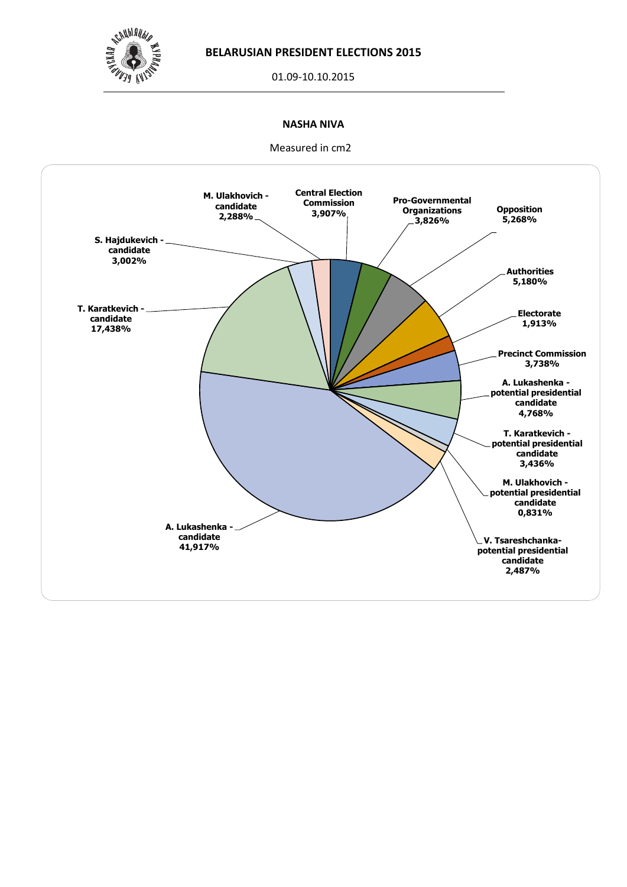**BELARUSIAN PRESIDENT ELECTIONS 2015**

01.09-10.10.2015

**NASHA NIVA**

Measured in cm2

| Category | Share |
| --- | --- |
| Central Election Commission | 3,907% |
| Pro-Governmental Organizations | 3,826% |
| Opposition | 5,268% |
| Authorities | 5,180% |
| Electorate | 1,913% |
| Precinct Commission | 3,738% |
| A. Lukashenka - potential presidential candidate | 4,768% |
| T. Karatkevich - potential presidential candidate | 3,436% |
| M. Ulakhovich - potential presidential candidate | 0,831% |
| V. Tsareshchanka- potential presidential candidate | 2,487% |
| A. Lukashenka - candidate | 41,917% |
| T. Karatkevich - candidate | 17,438% |
| S. Hajdukevich - candidate | 3,002% |
| M. Ulakhovich - candidate | 2,288% |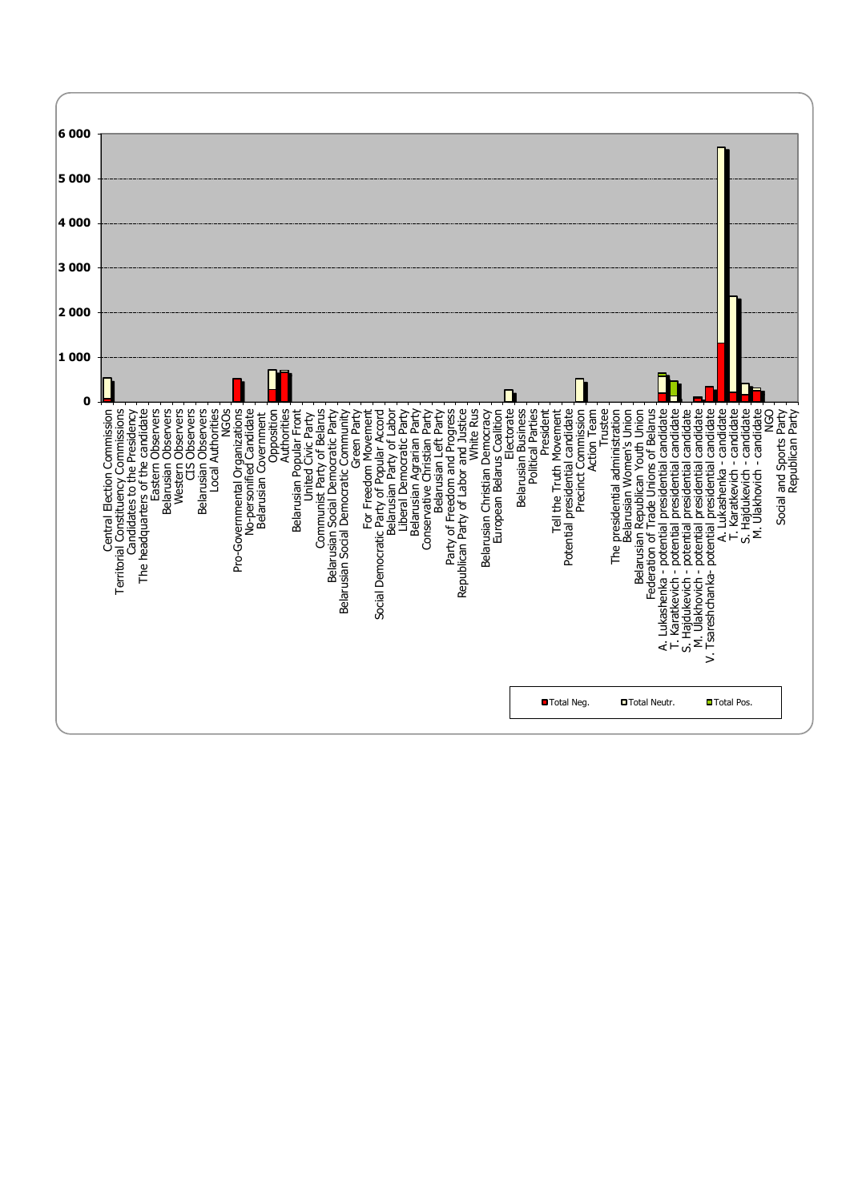| | Total Neg. | Total Neutr. | Total Pos. |
|---|---|---|---|
| Central Election Commission | | | |
| Territorial Constituency Commissions | | | |
| Candidates to the Presidency | | | |
| The headquarters of the candidate | | | |
| Eastern Observers | | | |
| Belarusian Observers | | | |
| Western Observers | | | |
| CIS Observers | | | |
| Belarusian Observers | | | |
| Local Authorities | | | |
| NGOs | | | |
| Pro-Governmental Organizations | | | |
| No-personified Candidate | | | |
| Belarusian Government | | | |
| Opposition | | | |
| Authorities | | | |
| Belarusian Popular Front | | | |
| United Civic Party | | | |
| Communist Party of Belarus | | | |
| Belarusian Social Democratic Party | | | |
| Belarusian Social Democratic Community | | | |
| Green Party | | | |
| For Freedom Movement | | | |
| Social Democratic Party of Popular Accord | | | |
| Belarusian Party of Labor | | | |
| Liberal Democratic Party | | | |
| Belarusian Agrarian Party | | | |
| Conservative Christian Party | | | |
| Belarusian Left Party | | | |
| Party of Freedom and Progress | | | |
| Republican Party of Labor and Justice | | | |
| White Rus | | | |
| Belarusian Christian Democracy | | | |
| European Belarus Coalition | | | |
| Electorate | | | |
| Belarusian Business | | | |
| Political Parties | | | |
| President | | | |
| Tell the Truth Movement | | | |
| Potential presidential candidate | | | |
| Precinct Commission | | | |
| Action Team | | | |
| Trustee | | | |
| The presidential administration | | | |
| Belarusian Women's Union | | | |
| Belarusian Republican Youth Union | | | |
| Federation of Trade Unions of Belarus | | | |
| A. Lukashenka - potential presidential candidate | | | |
| T. Karatkevich - potential presidential candidate | | | |
| S. Hajdukevich - potential presidential candidate | | | |
| M. Ulakhovich - potential presidential candidate | | | |
| V. Tsareshchanka- potential presidential candidate | | | |
| A. Lukashenka - candidate | | | |
| T. Karatkevich - candidate | | | |
| S. Hajdukevich - candidate | | | |
| M. Ulakhovich - candidate | | | |
| NGO | | | |
| Social and Sports Party | | | |
| Republican Party | | | |

Y-axis: 0, 1 000, 2 000, 3 000, 4 000, 5 000, 6 000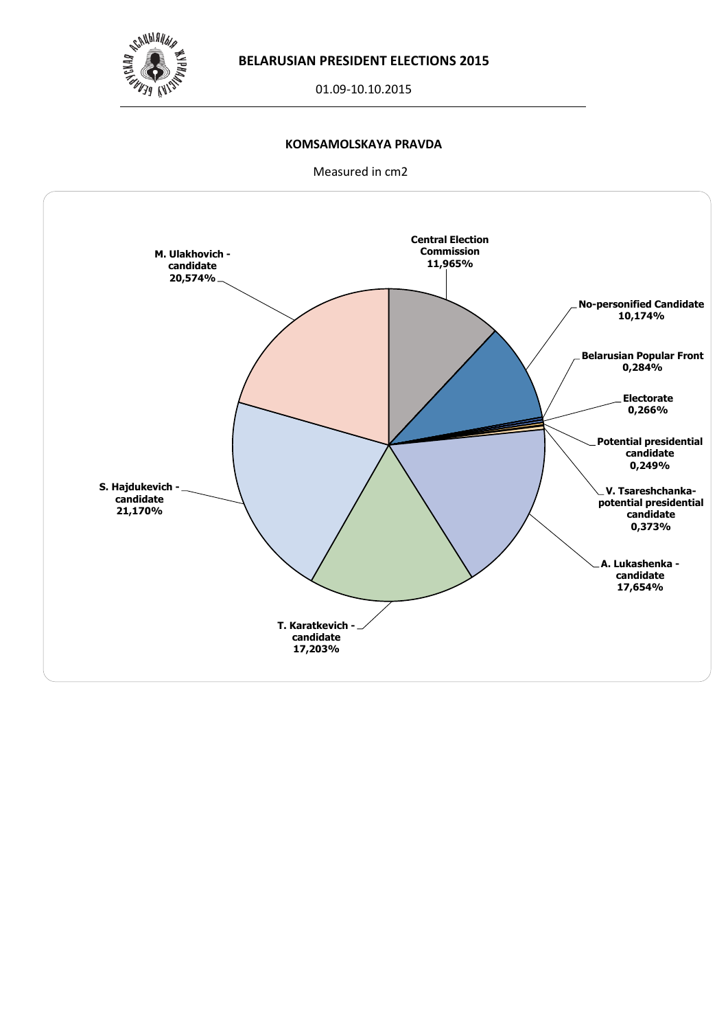**BELARUSIAN PRESIDENT ELECTIONS 2015**

01.09-10.10.2015

**KOMSAMOLSKAYA PRAVDA**

Measured in cm2

| Subject | Share |
|---|---|
| Central Election Commission | 11,965% |
| No-personified Candidate | 10,174% |
| Belarusian Popular Front | 0,284% |
| Electorate | 0,266% |
| Potential presidential candidate | 0,249% |
| V. Tsareshchanka- potential presidential candidate | 0,373% |
| A. Lukashenka - candidate | 17,654% |
| T. Karatkevich - candidate | 17,203% |
| S. Hajdukevich - candidate | 21,170% |
| M. Ulakhovich - candidate | 20,574% |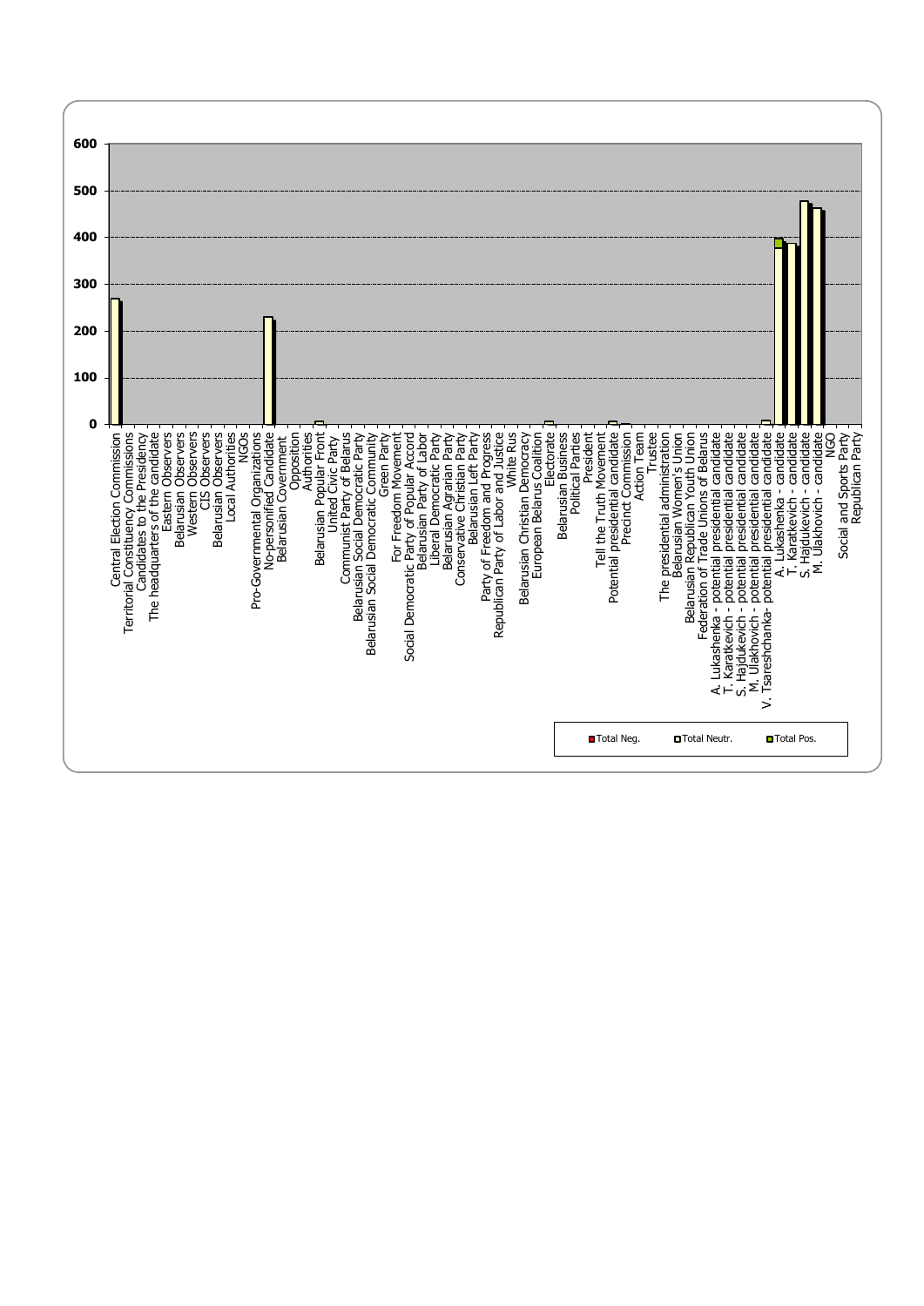| Category | Total Neg. | Total Neutr. | Total Pos. |
|---|---|---|---|
| Central Election Commission | | ~270 | |
| Territorial Constituency Commissions | | | |
| Candidates to the Presidency | | | |
| The headquarters of the candidate | | | |
| Eastern Observers | | | |
| Belarusian Observers | | | |
| Western Observers | | | |
| CIS Observers | | | |
| Belarusian Observers | | | |
| Local Authorities | | | |
| NGOs | | | |
| Pro-Governmental Organizations | | | |
| No-personified Candidate | | ~230 | |
| Belarusian Government | | | |
| Opposition | | | |
| Authorities | | | |
| Belarusian Popular Front | | ~7 | |
| United Civic Party | | | |
| Communist Party of Belarus | | | |
| Belarusian Social Democratic Party | | | |
| Belarusian Social Democratic Community | | | |
| Green Party | | | |
| For Freedom Movement | | | |
| Social Democratic Party of Popular Accord | | | |
| Belarusian Party of Labor | | | |
| Liberal Democratic Party | | | |
| Belarusian Agrarian Party | | | |
| Conservative Christian Party | | | |
| Belarusian Left Party | | | |
| Party of Freedom and Progress | | | |
| Republican Party of Labor and Justice | | | |
| White Rus | | | |
| Belarusian Christian Democracy | | | |
| European Belarus Coalition | | | |
| Electorate | | ~7 | |
| Belarusian Business | | | |
| Political Parties | | | |
| President | | | |
| Tell the Truth Movement | | | |
| Potential presidential candidate | | ~7 | |
| Precinct Commission | | ~2 | |
| Action Team | | | |
| Trustee | | | |
| The presidential administration | | | |
| Belarusian Women's Union | | | |
| Belarusian Republican Youth Union | | | |
| Federation of Trade Unions of Belarus | | | |
| A. Lukashenka - potential presidential candidate | | | |
| T. Karatkevich - potential presidential candidate | | | |
| S. Hajdukevich - potential presidential candidate | | | |
| M. Ulakhovich - potential presidential candidate | | | |
| V. Tsareshchanka- potential presidential candidate | | ~8 | |
| A. Lukashenka - candidate | | ~375 | ~22 |
| T. Karatkevich - candidate | | ~385 | |
| S. Hajdukevich - candidate | | ~478 | |
| M. Ulakhovich - candidate | | ~462 | |
| NGO | | | |
| Social and Sports Party | | | |
| Republican Party | | | |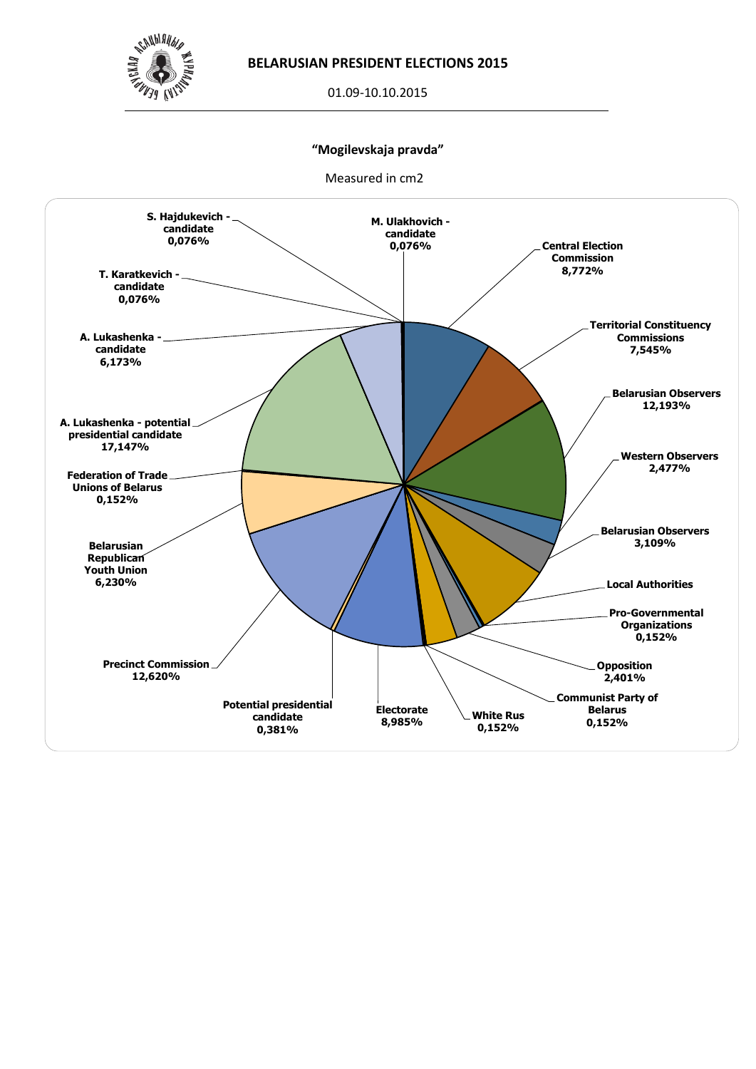**BELARUSIAN PRESIDENT ELECTIONS 2015**

01.09-10.10.2015

**"Mogilevskaja pravda"**

Measured in cm2

| Category | Share |
|---|---|
| M. Ulakhovich - candidate | 0,076% |
| Central Election Commission | 8,772% |
| Territorial Constituency Commissions | 7,545% |
| Belarusian Observers | 12,193% |
| Western Observers | 2,477% |
| Belarusian Observers | 3,109% |
| Local Authorities | |
| Pro-Governmental Organizations | 0,152% |
| Opposition | 2,401% |
| Communist Party of Belarus | 0,152% |
| White Rus | 0,152% |
| Electorate | 8,985% |
| Potential presidential candidate | 0,381% |
| Precinct Commission | 12,620% |
| Belarusian Republican Youth Union | 6,230% |
| Federation of Trade Unions of Belarus | 0,152% |
| A. Lukashenka - potential presidential candidate | 17,147% |
| A. Lukashenka - candidate | 6,173% |
| T. Karatkevich - candidate | 0,076% |
| S. Hajdukevich - candidate | 0,076% |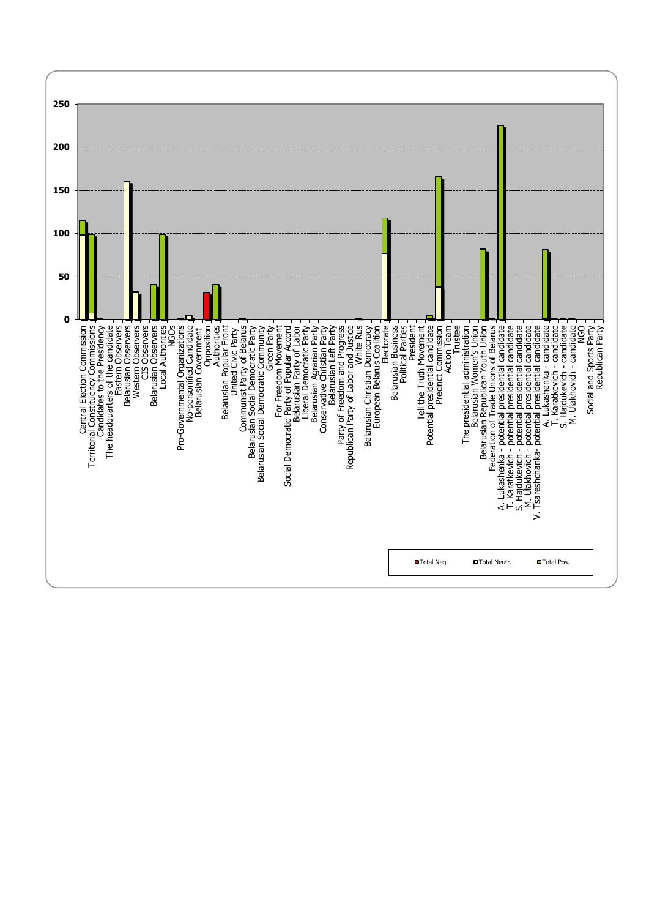250

200

150

100

50

0

- Central Election Commission
- Territorial Constituency Commissions
- Candidates to the Presidency
- The headquarters of the candidate
- Eastern Observers
- Belarusian Observers
- Western Observers
- CIS Observers
- Belarusian Observers
- Local Authorities
- NGOs
- Pro-Governmental Organizations
- No-personified Candidate
- Belarusian Government
- Opposition
- Authorities
- Belarusian Popular Front
- United Civic Party
- Communist Party of Belarus
- Belarusian Social Democratic Party
- Belarusian Social Democratic Community
- Green Party
- For Freedom Movement
- Social Democratic Party of Popular Accord
- Belarusian Party of Labor
- Liberal Democratic Party
- Belarusian Agrarian Party
- Conservative Christian Party
- Belarusian Left Party
- Party of Freedom and Progress
- Republican Party of Labor and Justice
- White Rus
- Belarusian Christian Democracy
- European Belarus Coalition
- Electorate
- Belarusian Business
- Political Parties
- President
- Tell the Truth Movement
- Potential presidential candidate
- Precinct Commission
- Action Team
- Trustee
- The presidential administration
- Belarusian Women's Union
- Belarusian Republican Youth Union
- Federation of Trade Unions of Belarus
- A. Lukashenka - potential presidential candidate
- T. Karatkevich - potential presidential candidate
- S. Hajdukevich - potential presidential candidate
- M. Ulakhovich - potential presidential candidate
- V. Tsareshchanka- potential presidential candidate
- A. Lukashenka - candidate
- T. Karatkevich - candidate
- S. Hajdukevich - candidate
- M. Ulakhovich - candidate
- NGO
- Social and Sports Party
- Republican Party

Total Neg. | Total Neutr. | Total Pos.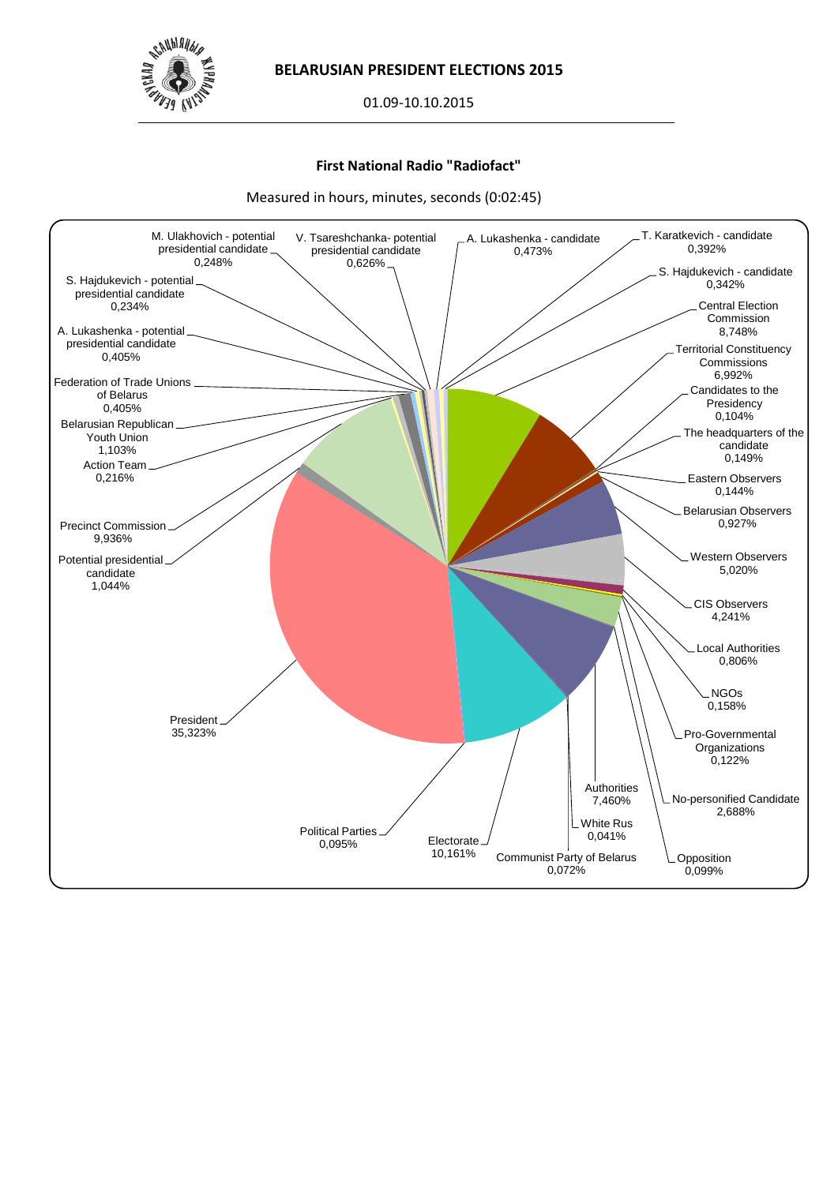**BELARUSIAN PRESIDENT ELECTIONS 2015**

01.09-10.10.2015

**First National Radio "Radiofact"**

Measured in hours, minutes, seconds (0:02:45)

| Category | Share |
| --- | --- |
| Central Election Commission | 8,748% |
| Territorial Constituency Commissions | 6,992% |
| Candidates to the Presidency | 0,104% |
| The headquarters of the candidate | 0,149% |
| Eastern Observers | 0,144% |
| Belarusian Observers | 0,927% |
| Western Observers | 5,020% |
| CIS Observers | 4,241% |
| Local Authorities | 0,806% |
| NGOs | 0,158% |
| Pro-Governmental Organizations | 0,122% |
| No-personified Candidate | 2,688% |
| Opposition | 0,099% |
| Authorities | 7,460% |
| White Rus | 0,041% |
| Communist Party of Belarus | 0,072% |
| Electorate | 10,161% |
| Political Parties | 0,095% |
| President | 35,323% |
| Potential presidential candidate | 1,044% |
| Precinct Commission | 9,936% |
| Action Team | 0,216% |
| Belarusian Republican Youth Union | 1,103% |
| Federation of Trade Unions of Belarus | 0,405% |
| A. Lukashenka - potential presidential candidate | 0,405% |
| S. Hajdukevich - potential presidential candidate | 0,234% |
| M. Ulakhovich - potential presidential candidate | 0,248% |
| V. Tsareshchanka- potential presidential candidate | 0,626% |
| A. Lukashenka - candidate | 0,473% |
| T. Karatkevich - candidate | 0,392% |
| S. Hajdukevich - candidate | 0,342% |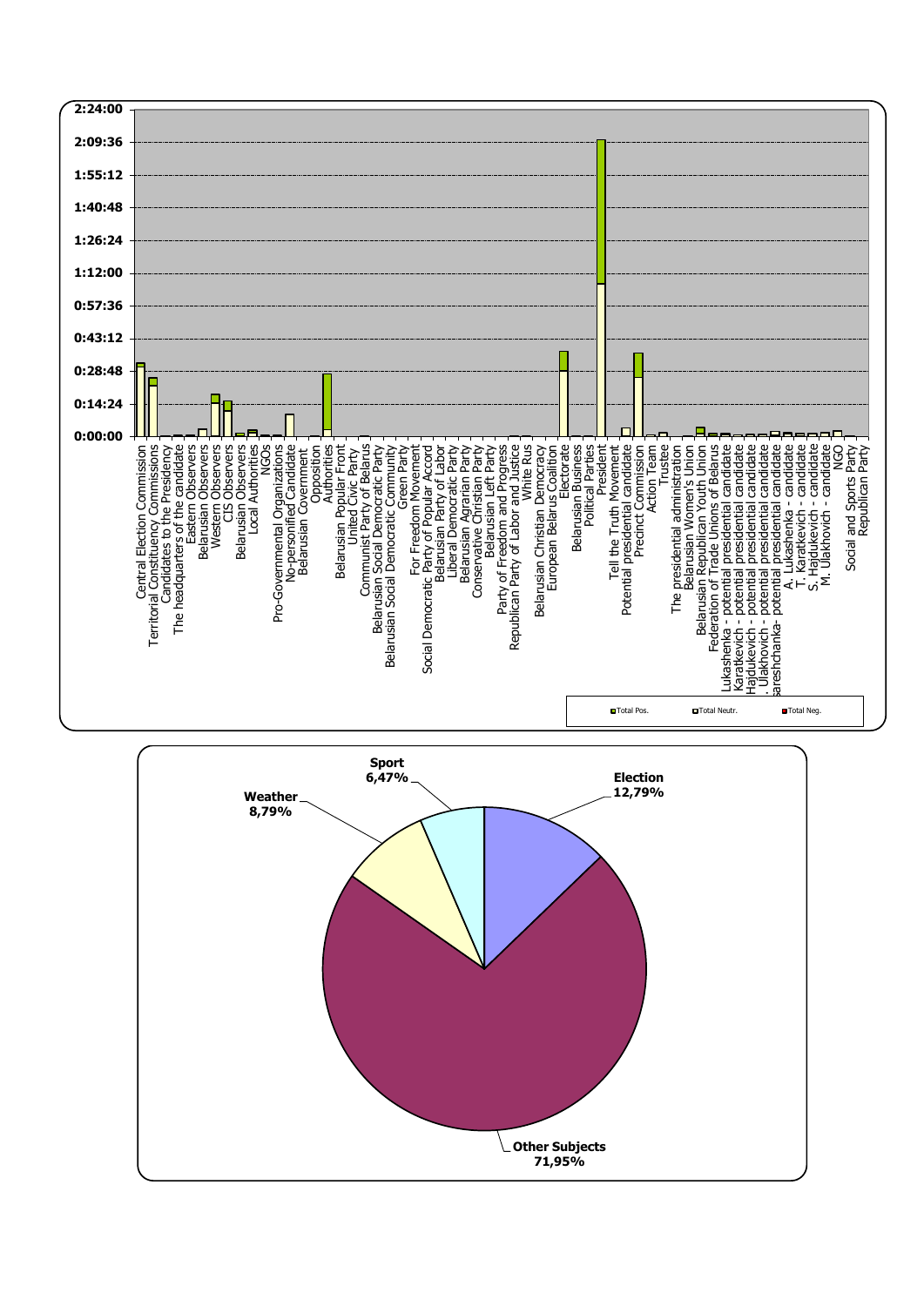2:24:00
2:09:36
1:55:12
1:40:48
1:26:24
1:12:00
0:57:36
0:43:12
0:28:48
0:14:24
0:00:00

Central Election Commission
Territorial Constituency Commissions
Candidates to the Presidency
The headquarters of the candidate
Eastern Observers
Belarusian Observers
Western Observers
CIS Observers
Belarusian Observers
Local Authorities
NGOs
Pro-Governmental Organizations
No-personified Candidate
Belarusian Government
Opposition
Authorities
Belarusian Popular Front
United Civic Party
Communist Party of Belarus
Belarusian Social Democratic Party
Belarusian Social Democratic Community
Green Party
For Freedom Movement
Social Democratic Party of Popular Accord
Belarusian Party of Labor
Liberal Democratic Party
Belarusian Agrarian Party
Conservative Christian Party
Belarusian Left Party
Party of Freedom and Progress
Republican Party of Labor and Justice
White Rus
Belarusian Christian Democracy
European Belarus Coalition
Electorate
Belarusian Business
Political Parties
President
Tell the Truth Movement
Potential presidential candidate
Precinct Commission
Action Team
Trustee
The presidential administration
Belarusian Women's Union
Belarusian Republican Youth Union
Federation of Trade Unions of Belarus
Lukashenka - potential presidential candidate
Karatkevich - potential presidential candidate
Hajdukevich - potential presidential candidate
. Ulakhovich - potential presidential candidate
areshchanka- potential presidential candidate
A. Lukashenka - candidate
T. Karatkevich - candidate
S. Hajdukevich - candidate
M. Ulakhovich - candidate
NGO
Social and Sports Party
Republican Party

Total Pos. Total Neutr. Total Neg.

Sport
6,47%

Election
12,79%

Weather
8,79%

Other Subjects
71,95%